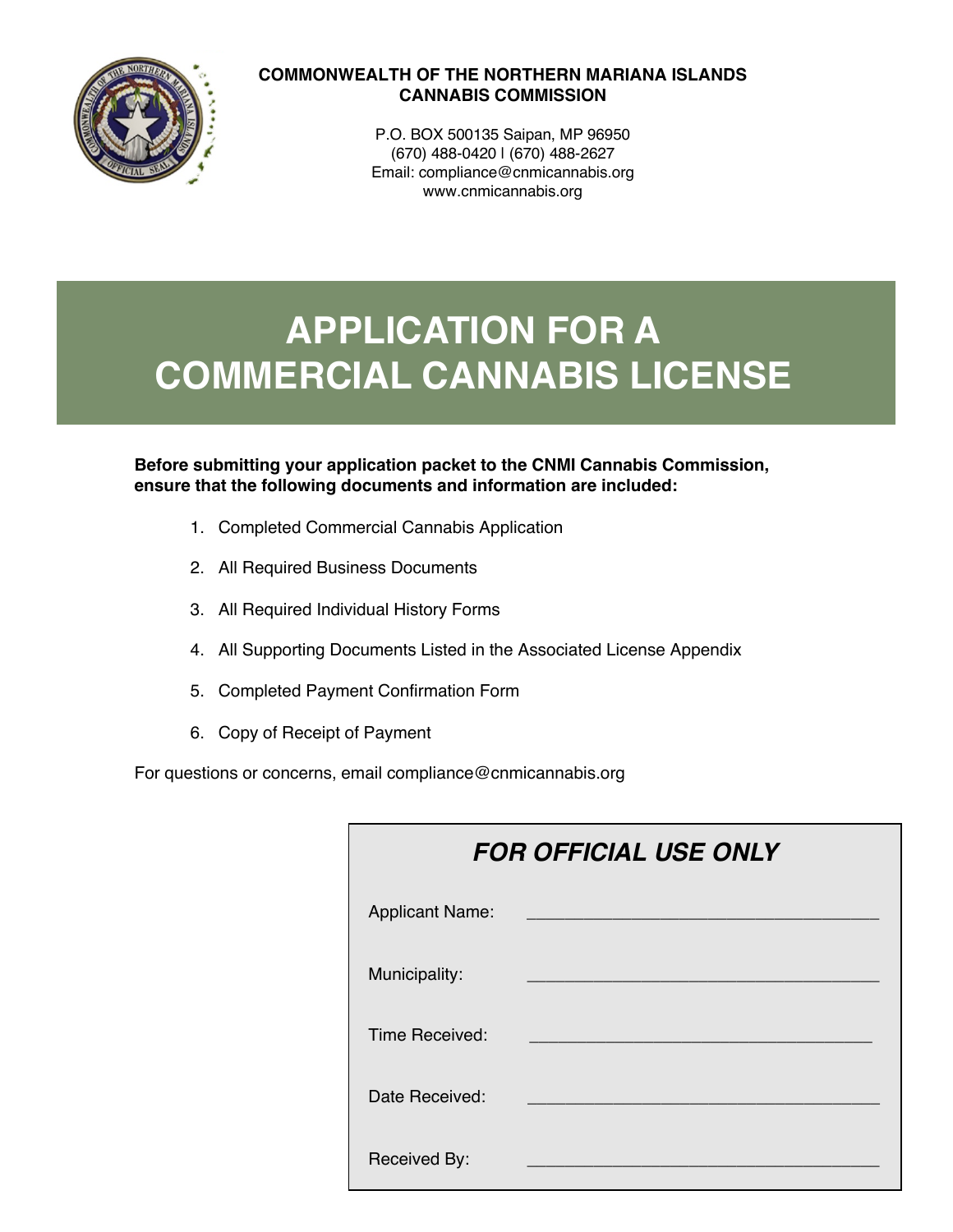**COMMONWEALTH OF THE NORTHERN MARIANA ISLANDS**
**CANNABIS COMMISSION**

P.O. BOX 500135 Saipan, MP 96950
(670) 488-0420 | (670) 488-2627
Email: compliance@cnmicannabis.org
www.cnmicannabis.org

# APPLICATION FOR A COMMERCIAL CANNABIS LICENSE

**Before submitting your application packet to the CNMI Cannabis Commission, ensure that the following documents and information are included:**

1. Completed Commercial Cannabis Application
2. All Required Business Documents
3. All Required Individual History Forms
4. All Supporting Documents Listed in the Associated License Appendix
5. Completed Payment Confirmation Form
6. Copy of Receipt of Payment

For questions or concerns, email compliance@cnmicannabis.org

***FOR OFFICIAL USE ONLY***

Applicant Name: ___________________________________

Municipality: ___________________________________

Time Received: ___________________________________

Date Received: ___________________________________

Received By: ___________________________________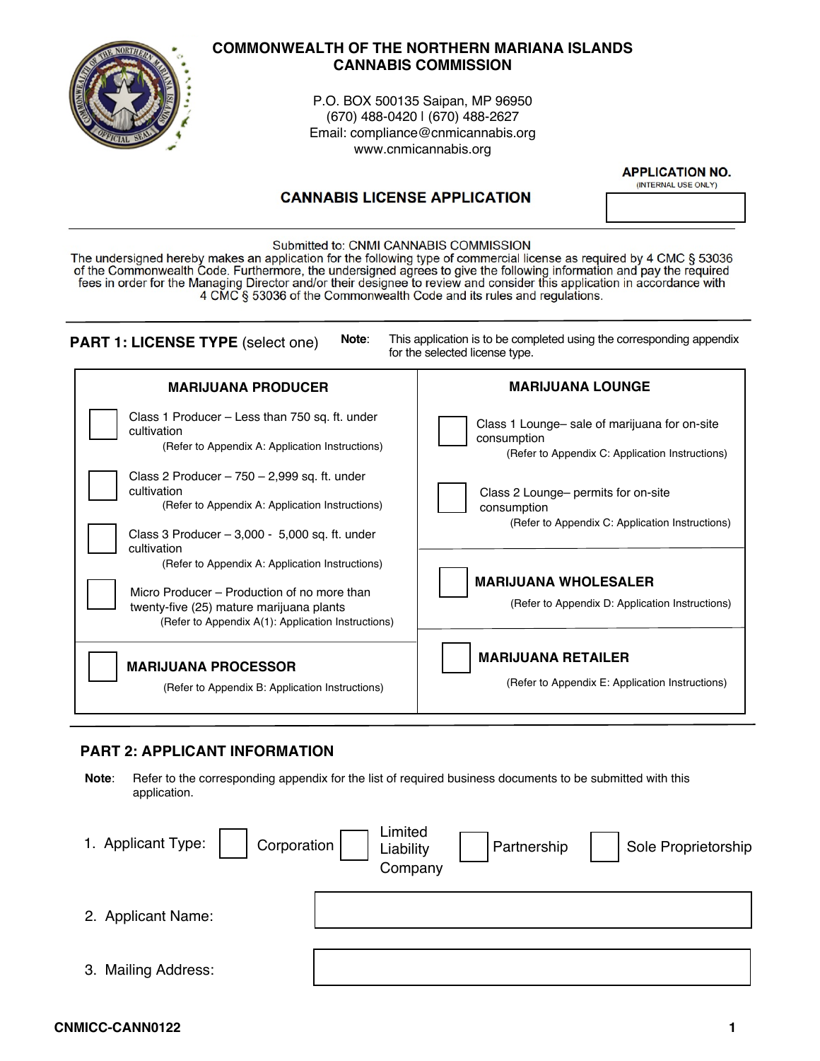# COMMONWEALTH OF THE NORTHERN MARIANA ISLANDS
# CANNABIS COMMISSION

P.O. BOX 500135 Saipan, MP 96950
(670) 488-0420 | (670) 488-2627
Email: compliance@cnmicannabis.org
www.cnmicannabis.org

**APPLICATION NO.**
(INTERNAL USE ONLY)

☐

## CANNABIS LICENSE APPLICATION

Submitted to: CNMI CANNABIS COMMISSION
The undersigned hereby makes an application for the following type of commercial license as required by 4 CMC § 53036 of the Commonwealth Code. Furthermore, the undersigned agrees to give the following information and pay the required fees in order for the Managing Director and/or their designee to review and consider this application in accordance with 4 CMC § 53036 of the Commonwealth Code and its rules and regulations.

## PART 1: LICENSE TYPE (select one)

**Note**: This application is to be completed using the corresponding appendix for the selected license type.

| **MARIJUANA PRODUCER** | **MARIJUANA LOUNGE** |
|---|---|
| ☐ Class 1 Producer – Less than 750 sq. ft. under cultivation (Refer to Appendix A: Application Instructions) | ☐ Class 1 Lounge– sale of marijuana for on-site consumption (Refer to Appendix C: Application Instructions) |
| ☐ Class 2 Producer – 750 – 2,999 sq. ft. under cultivation (Refer to Appendix A: Application Instructions) | ☐ Class 2 Lounge– permits for on-site consumption (Refer to Appendix C: Application Instructions) |
| ☐ Class 3 Producer – 3,000 - 5,000 sq. ft. under cultivation (Refer to Appendix A: Application Instructions) | ☐ **MARIJUANA WHOLESALER** (Refer to Appendix D: Application Instructions) |
| ☐ Micro Producer – Production of no more than twenty-five (25) mature marijuana plants (Refer to Appendix A(1): Application Instructions) | |
| ☐ **MARIJUANA PROCESSOR** (Refer to Appendix B: Application Instructions) | ☐ **MARIJUANA RETAILER** (Refer to Appendix E: Application Instructions) |

## PART 2: APPLICANT INFORMATION

**Note**: Refer to the corresponding appendix for the list of required business documents to be submitted with this application.

1. Applicant Type: ☐ Corporation ☐ Limited Liability Company ☐ Partnership ☐ Sole Proprietorship

2. Applicant Name:

3. Mailing Address:

CNMICC-CANN0122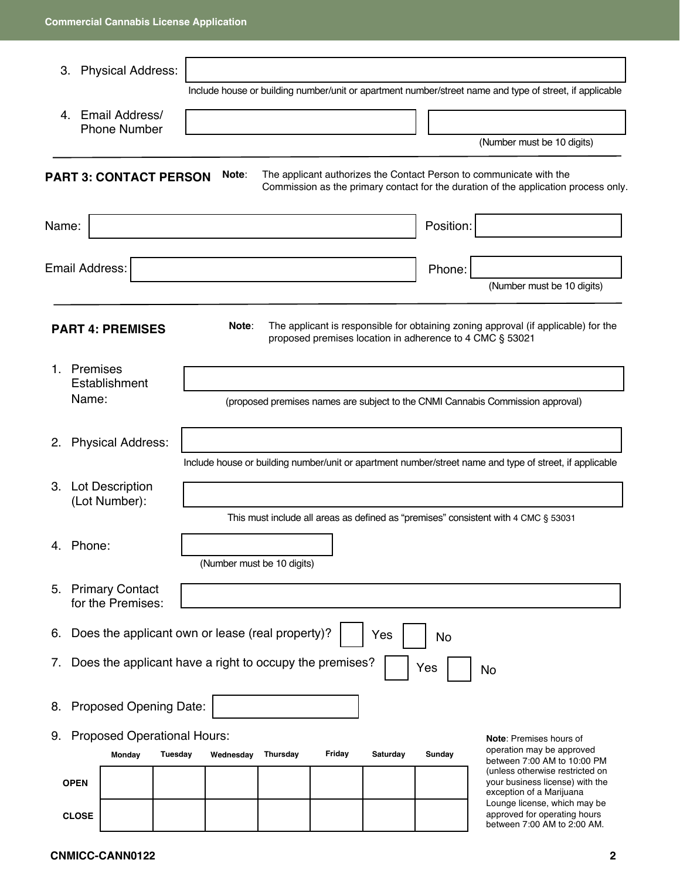3. Physical Address:

   Include house or building number/unit or apartment number/street name and type of street, if applicable

4. Email Address/ Phone Number

   (Number must be 10 digits)

## PART 3: CONTACT PERSON

**Note**: The applicant authorizes the Contact Person to communicate with the Commission as the primary contact for the duration of the application process only.

Name:

Position:

Email Address:

Phone:

(Number must be 10 digits)

## PART 4: PREMISES

**Note**: The applicant is responsible for obtaining zoning approval (if applicable) for the proposed premises location in adherence to 4 CMC § 53021

1. Premises Establishment Name:

   (proposed premises names are subject to the CNMI Cannabis Commission approval)

2. Physical Address:

   Include house or building number/unit or apartment number/street name and type of street, if applicable

3. Lot Description (Lot Number):

   This must include all areas as defined as "premises" consistent with 4 CMC § 53031

4. Phone:

   (Number must be 10 digits)

5. Primary Contact for the Premises:

6. Does the applicant own or lease (real property)? ☐ Yes ☐ No

7. Does the applicant have a right to occupy the premises? ☐ Yes ☐ No

8. Proposed Opening Date:

9. Proposed Operational Hours:

|  | Monday | Tuesday | Wednesday | Thursday | Friday | Saturday | Sunday |
|---|---|---|---|---|---|---|---|
| OPEN | | | | | | | |
| CLOSE | | | | | | | |

**Note**: Premises hours of operation may be approved between 7:00 AM to 10:00 PM (unless otherwise restricted on your business license) with the exception of a Marijuana Lounge license, which may be approved for operating hours between 7:00 AM to 2:00 AM.

CNMICC-CANN0122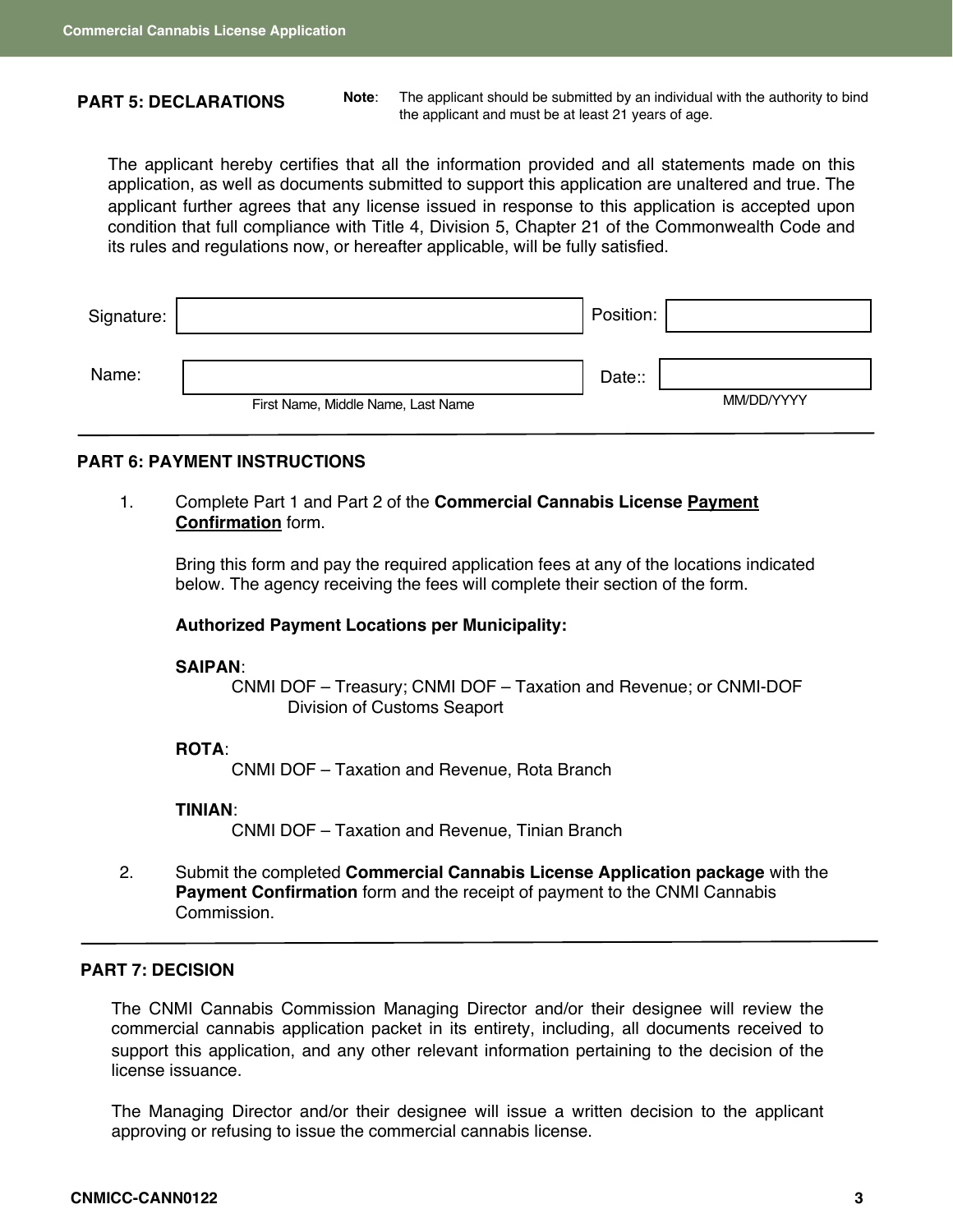## PART 5: DECLARATIONS

**Note**: The applicant should be submitted by an individual with the authority to bind the applicant and must be at least 21 years of age.

The applicant hereby certifies that all the information provided and all statements made on this application, as well as documents submitted to support this application are unaltered and true. The applicant further agrees that any license issued in response to this application is accepted upon condition that full compliance with Title 4, Division 5, Chapter 21 of the Commonwealth Code and its rules and regulations now, or hereafter applicable, will be fully satisfied.

| | | | |
|---|---|---|---|
| Signature: | | Position: | |
| Name: | First Name, Middle Name, Last Name | Date:: | MM/DD/YYYY |

## PART 6: PAYMENT INSTRUCTIONS

1. Complete Part 1 and Part 2 of the **Commercial Cannabis License Payment Confirmation** form.

   Bring this form and pay the required application fees at any of the locations indicated below. The agency receiving the fees will complete their section of the form.

   **Authorized Payment Locations per Municipality:**

   **SAIPAN**:
   CNMI DOF – Treasury; CNMI DOF – Taxation and Revenue; or CNMI-DOF Division of Customs Seaport

   **ROTA**:
   CNMI DOF – Taxation and Revenue, Rota Branch

   **TINIAN**:
   CNMI DOF – Taxation and Revenue, Tinian Branch

2. Submit the completed **Commercial Cannabis License Application package** with the **Payment Confirmation** form and the receipt of payment to the CNMI Cannabis Commission.

## PART 7: DECISION

The CNMI Cannabis Commission Managing Director and/or their designee will review the commercial cannabis application packet in its entirety, including, all documents received to support this application, and any other relevant information pertaining to the decision of the license issuance.

The Managing Director and/or their designee will issue a written decision to the applicant approving or refusing to issue the commercial cannabis license.

CNMICC-CANN0122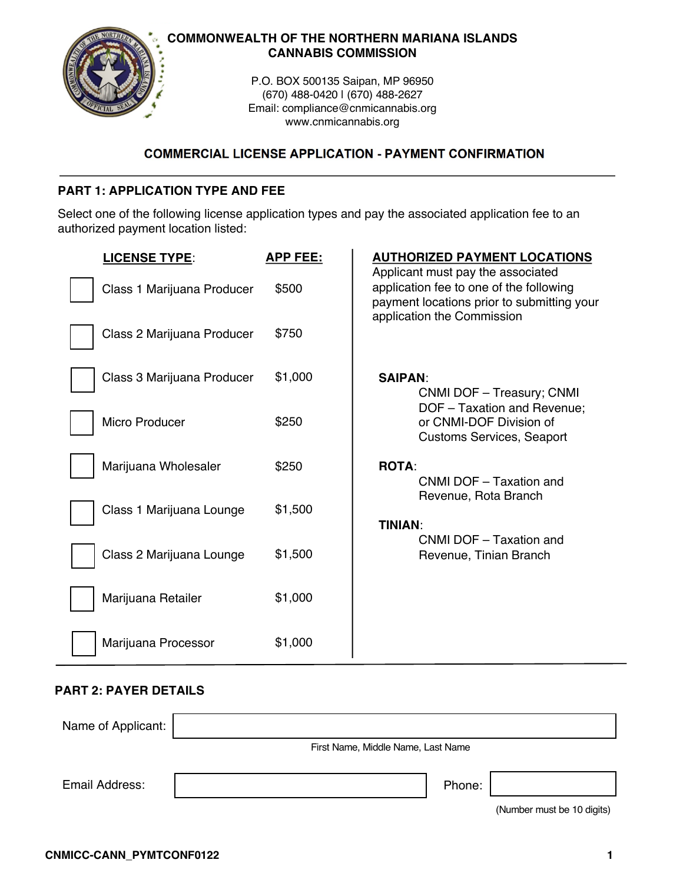**COMMONWEALTH OF THE NORTHERN MARIANA ISLANDS**
**CANNABIS COMMISSION**

P.O. BOX 500135 Saipan, MP 96950
(670) 488-0420 I (670) 488-2627
Email: compliance@cnmicannabis.org
www.cnmicannabis.org

# COMMERCIAL LICENSE APPLICATION - PAYMENT CONFIRMATION

## PART 1: APPLICATION TYPE AND FEE

Select one of the following license application types and pay the associated application fee to an authorized payment location listed:

| | LICENSE TYPE: | APP FEE: |
|---|---|---|
| ☐ | Class 1 Marijuana Producer | $500 |
| ☐ | Class 2 Marijuana Producer | $750 |
| ☐ | Class 3 Marijuana Producer | $1,000 |
| ☐ | Micro Producer | $250 |
| ☐ | Marijuana Wholesaler | $250 |
| ☐ | Class 1 Marijuana Lounge | $1,500 |
| ☐ | Class 2 Marijuana Lounge | $1,500 |
| ☐ | Marijuana Retailer | $1,000 |
| ☐ | Marijuana Processor | $1,000 |

**AUTHORIZED PAYMENT LOCATIONS**

Applicant must pay the associated application fee to one of the following payment locations prior to submitting your application the Commission

**SAIPAN**:
CNMI DOF – Treasury; CNMI DOF – Taxation and Revenue; or CNMI-DOF Division of Customs Services, Seaport

**ROTA**:
CNMI DOF – Taxation and Revenue, Rota Branch

**TINIAN**:
CNMI DOF – Taxation and Revenue, Tinian Branch

## PART 2: PAYER DETAILS

Name of Applicant: ______________________________
First Name, Middle Name, Last Name

Email Address: ______________________ Phone: ______________
(Number must be 10 digits)

CNMICC-CANN_PYMTCONF0122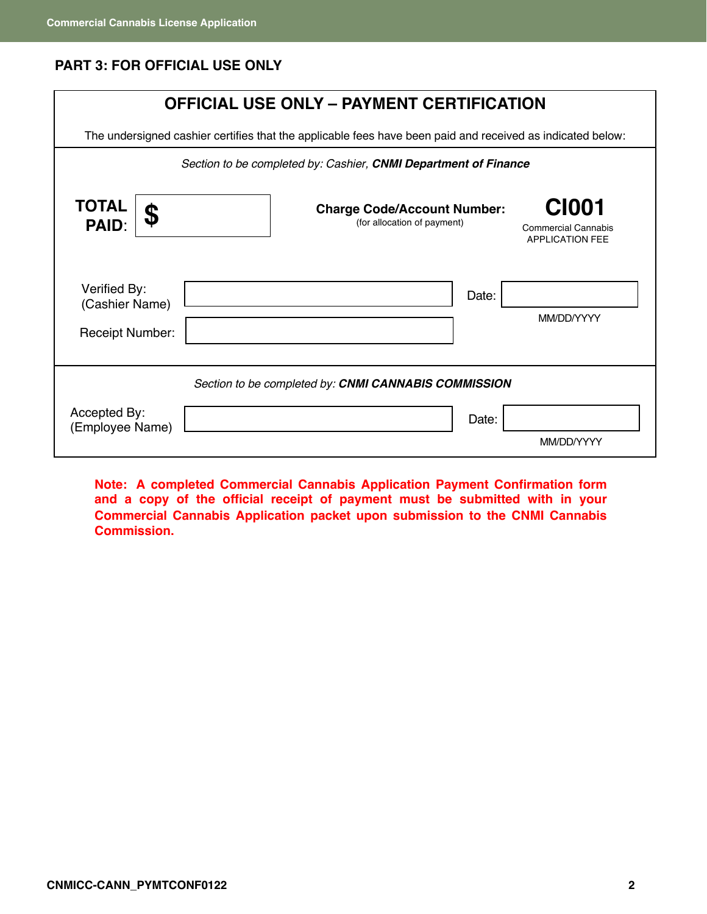## PART 3: FOR OFFICIAL USE ONLY

### OFFICIAL USE ONLY – PAYMENT CERTIFICATION

The undersigned cashier certifies that the applicable fees have been paid and received as indicated below:

*Section to be completed by: Cashier, **CNMI Department of Finance***

**TOTAL PAID:** $ 

**Charge Code/Account Number:** (for allocation of payment) **CI001** Commercial Cannabis APPLICATION FEE

Verified By: (Cashier Name) 

Date: MM/DD/YYYY

Receipt Number: 

*Section to be completed by: **CNMI CANNABIS COMMISSION***

Accepted By: (Employee Name) 

Date: MM/DD/YYYY

**Note: A completed Commercial Cannabis Application Payment Confirmation form and a copy of the official receipt of payment must be submitted with in your Commercial Cannabis Application packet upon submission to the CNMI Cannabis Commission.**

CNMICC-CANN_PYMTCONF0122